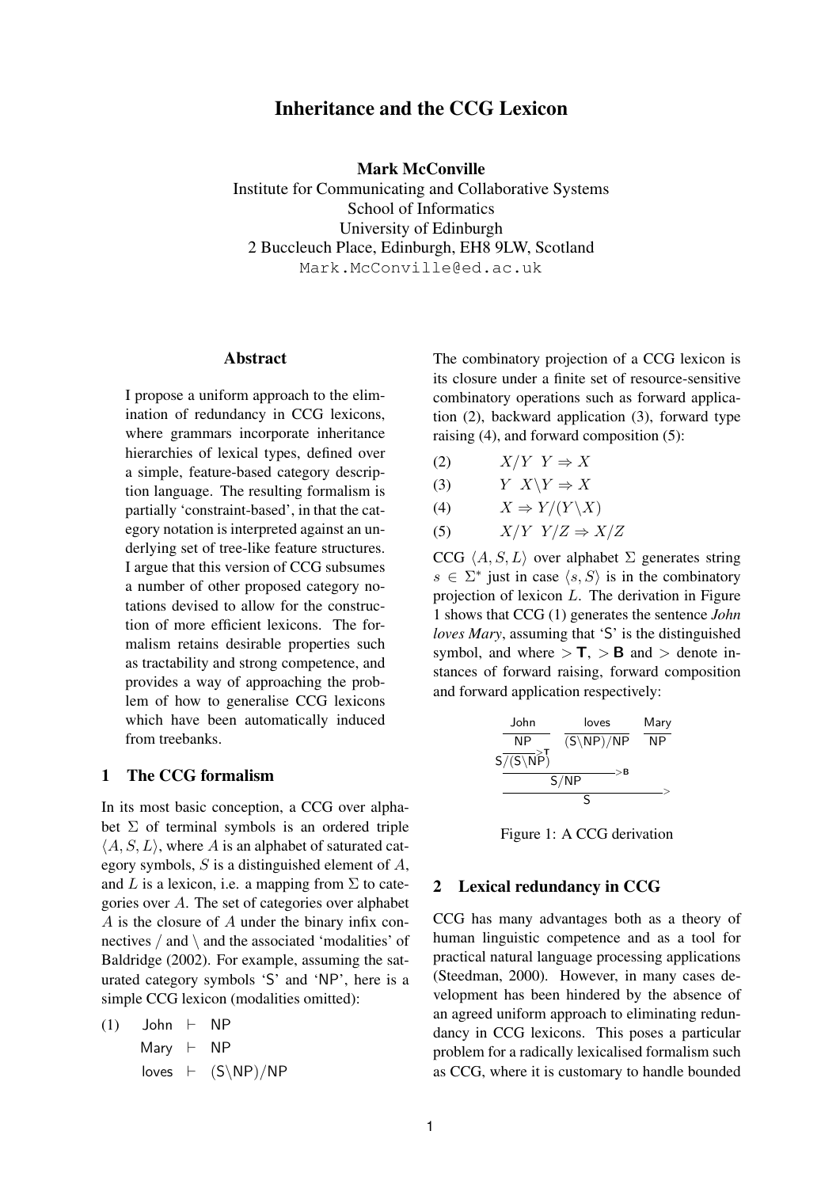# Inheritance and the CCG Lexicon

**Mark McConville**
Institute for Communicating and Collaborative Systems
School of Informatics
University of Edinburgh
2 Buccleuch Place, Edinburgh, EH8 9LW, Scotland
Mark.McConville@ed.ac.uk

## Abstract

I propose a uniform approach to the elimination of redundancy in CCG lexicons, where grammars incorporate inheritance hierarchies of lexical types, defined over a simple, feature-based category description language. The resulting formalism is partially 'constraint-based', in that the category notation is interpreted against an underlying set of tree-like feature structures. I argue that this version of CCG subsumes a number of other proposed category notations devised to allow for the construction of more efficient lexicons. The formalism retains desirable properties such as tractability and strong competence, and provides a way of approaching the problem of how to generalise CCG lexicons which have been automatically induced from treebanks.

## 1 The CCG formalism

In its most basic conception, a CCG over alphabet $\Sigma$ of terminal symbols is an ordered triple $\langle A, S, L \rangle$, where $A$ is an alphabet of saturated category symbols, $S$ is a distinguished element of $A$, and $L$ is a lexicon, i.e. a mapping from $\Sigma$ to categories over $A$. The set of categories over alphabet $A$ is the closure of $A$ under the binary infix connectives / and \ and the associated 'modalities' of Baldridge (2002). For example, assuming the saturated category symbols 'S' and 'NP', here is a simple CCG lexicon (modalities omitted):

(1)
$$\begin{array}{lll} \text{John} & \vdash & \text{NP} \\ \text{Mary} & \vdash & \text{NP} \\ \text{loves} & \vdash & (\text{S}\backslash\text{NP})/\text{NP} \end{array}$$

The combinatory projection of a CCG lexicon is its closure under a finite set of resource-sensitive combinatory operations such as forward application (2), backward application (3), forward type raising (4), and forward composition (5):

(2) $X/Y \;\; Y \Rightarrow X$

(3) $Y \;\; X\backslash Y \Rightarrow X$

(4) $X \Rightarrow Y/(Y\backslash X)$

(5) $X/Y \;\; Y/Z \Rightarrow X/Z$

CCG $\langle A, S, L \rangle$ over alphabet $\Sigma$ generates string $s \in \Sigma^*$ just in case $\langle s, S \rangle$ is in the combinatory projection of lexicon $L$. The derivation in Figure 1 shows that CCG (1) generates the sentence *John loves Mary*, assuming that 'S' is the distinguished symbol, and where $>\mathbf{T}$, $>\mathbf{B}$ and $>$ denote instances of forward raising, forward composition and forward application respectively:

$$\dfrac{\dfrac{\dfrac{\dfrac{\text{John}}{\text{NP}}}{\text{S}/(\text{S}\backslash\text{NP})}{>}\mathbf{T} \quad \dfrac{\text{loves}}{(\text{S}\backslash\text{NP})/\text{NP}}}{\text{S}/\text{NP}}{>}\mathbf{B} \quad \dfrac{\text{Mary}}{\text{NP}}}{\text{S}}{>}$$

Figure 1: A CCG derivation

## 2 Lexical redundancy in CCG

CCG has many advantages both as a theory of human linguistic competence and as a tool for practical natural language processing applications (Steedman, 2000). However, in many cases development has been hindered by the absence of an agreed uniform approach to eliminating redundancy in CCG lexicons. This poses a particular problem for a radically lexicalised formalism such as CCG, where it is customary to handle bounded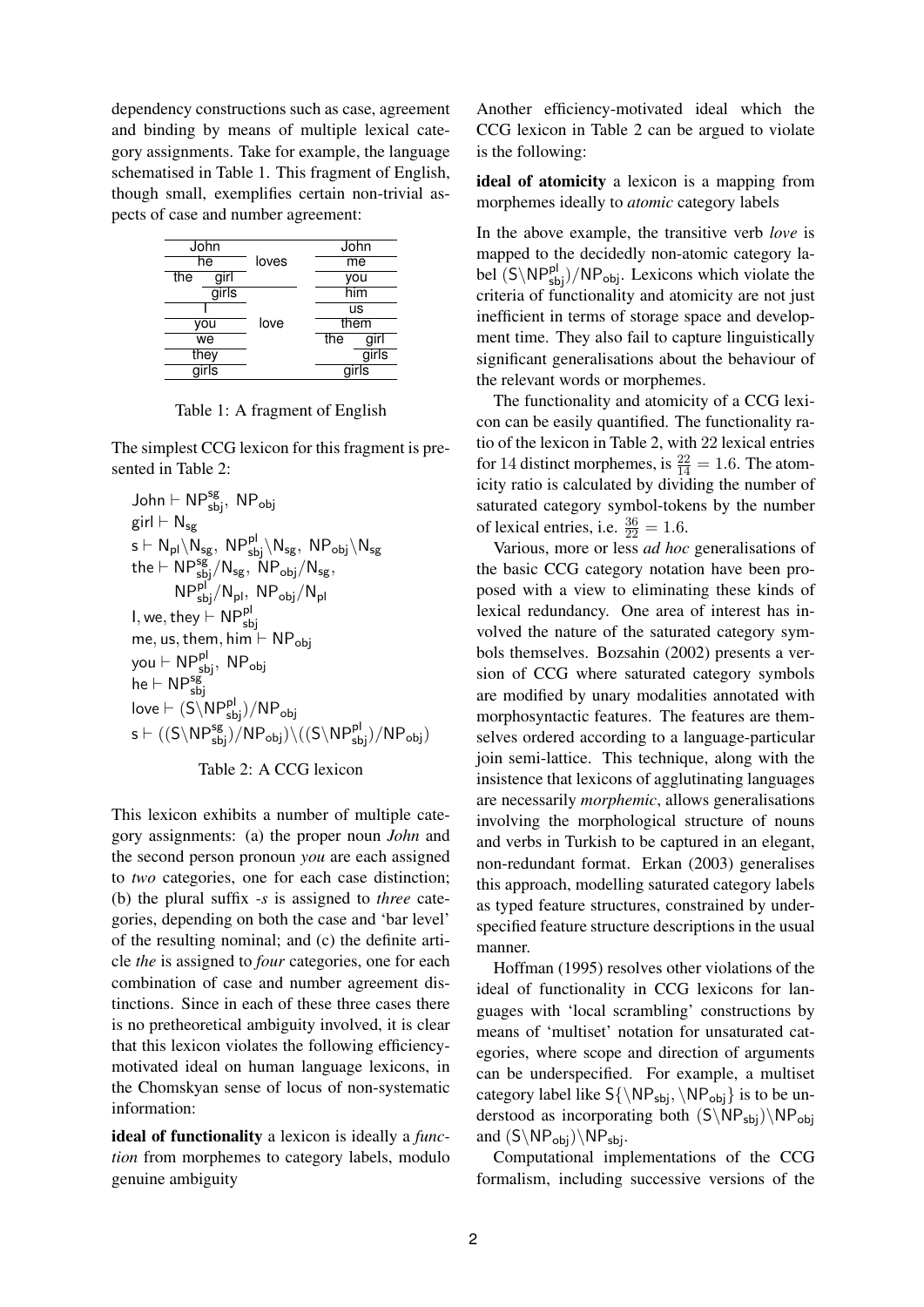dependency constructions such as case, agreement and binding by means of multiple lexical category assignments. Take for example, the language schematised in Table 1. This fragment of English, though small, exemplifies certain non-trivial aspects of case and number agreement:

| Subject | Verb | Object |
|---|---|---|
| John | loves | John |
| he | | me |
| the girl | | you |
| the girls | | him |
| I | love | us |
| you | | them |
| we | | the girl |
| they | | the girls |
| girls | | girls |

Table 1: A fragment of English

The simplest CCG lexicon for this fragment is presented in Table 2:

$$
\begin{aligned}
&\mathsf{John} \vdash \mathsf{NP}^{sg}_{sbj},\ \mathsf{NP}_{obj}\\
&\mathsf{girl} \vdash \mathsf{N}_{sg}\\
&\mathsf{s} \vdash \mathsf{N}_{pl}\backslash\mathsf{N}_{sg},\ \mathsf{NP}^{pl}_{sbj}\backslash\mathsf{N}_{sg},\ \mathsf{NP}_{obj}\backslash\mathsf{N}_{sg}\\
&\mathsf{the} \vdash \mathsf{NP}^{sg}_{sbj}/\mathsf{N}_{sg},\ \mathsf{NP}_{obj}/\mathsf{N}_{sg},\\
&\qquad \mathsf{NP}^{pl}_{sbj}/\mathsf{N}_{pl},\ \mathsf{NP}_{obj}/\mathsf{N}_{pl}\\
&\mathsf{I, we, they} \vdash \mathsf{NP}^{pl}_{sbj}\\
&\mathsf{me, us, them, him} \vdash \mathsf{NP}_{obj}\\
&\mathsf{you} \vdash \mathsf{NP}^{pl}_{sbj},\ \mathsf{NP}_{obj}\\
&\mathsf{he} \vdash \mathsf{NP}^{sg}_{sbj}\\
&\mathsf{love} \vdash (\mathsf{S}\backslash\mathsf{NP}^{pl}_{sbj})/\mathsf{NP}_{obj}\\
&\mathsf{s} \vdash ((\mathsf{S}\backslash\mathsf{NP}^{sg}_{sbj})/\mathsf{NP}_{obj})\backslash((\mathsf{S}\backslash\mathsf{NP}^{pl}_{sbj})/\mathsf{NP}_{obj})
\end{aligned}
$$

Table 2: A CCG lexicon

This lexicon exhibits a number of multiple category assignments: (a) the proper noun *John* and the second person pronoun *you* are each assigned to *two* categories, one for each case distinction; (b) the plural suffix *-s* is assigned to *three* categories, depending on both the case and 'bar level' of the resulting nominal; and (c) the definite article *the* is assigned to *four* categories, one for each combination of case and number agreement distinctions. Since in each of these three cases there is no pretheoretical ambiguity involved, it is clear that this lexicon violates the following efficiency-motivated ideal on human language lexicons, in the Chomskyan sense of locus of non-systematic information:

**ideal of functionality** a lexicon is ideally a *function* from morphemes to category labels, modulo genuine ambiguity

Another efficiency-motivated ideal which the CCG lexicon in Table 2 can be argued to violate is the following:

**ideal of atomicity** a lexicon is a mapping from morphemes ideally to *atomic* category labels

In the above example, the transitive verb *love* is mapped to the decidedly non-atomic category label $(\mathsf{S}\backslash\mathsf{NP}^{pl}_{sbj})/\mathsf{NP}_{obj}$. Lexicons which violate the criteria of functionality and atomicity are not just inefficient in terms of storage space and development time. They also fail to capture linguistically significant generalisations about the behaviour of the relevant words or morphemes.

The functionality and atomicity of a CCG lexicon can be easily quantified. The functionality ratio of the lexicon in Table 2, with 22 lexical entries for 14 distinct morphemes, is $\frac{22}{14} = 1.6$. The atomicity ratio is calculated by dividing the number of saturated category symbol-tokens by the number of lexical entries, i.e. $\frac{36}{22} = 1.6$.

Various, more or less *ad hoc* generalisations of the basic CCG category notation have been proposed with a view to eliminating these kinds of lexical redundancy. One area of interest has involved the nature of the saturated category symbols themselves. Bozsahin (2002) presents a version of CCG where saturated category symbols are modified by unary modalities annotated with morphosyntactic features. The features are themselves ordered according to a language-particular join semi-lattice. This technique, along with the insistence that lexicons of agglutinating languages are necessarily *morphemic*, allows generalisations involving the morphological structure of nouns and verbs in Turkish to be captured in an elegant, non-redundant format. Erkan (2003) generalises this approach, modelling saturated category labels as typed feature structures, constrained by underspecified feature structure descriptions in the usual manner.

Hoffman (1995) resolves other violations of the ideal of functionality in CCG lexicons for languages with 'local scrambling' constructions by means of 'multiset' notation for unsaturated categories, where scope and direction of arguments can be underspecified. For example, a multiset category label like $\mathsf{S}\{\backslash\mathsf{NP}_{sbj}, \backslash\mathsf{NP}_{obj}\}$ is to be understood as incorporating both $(\mathsf{S}\backslash\mathsf{NP}_{sbj})\backslash\mathsf{NP}_{obj}$ and $(\mathsf{S}\backslash\mathsf{NP}_{obj})\backslash\mathsf{NP}_{sbj}$.

Computational implementations of the CCG formalism, including successive versions of the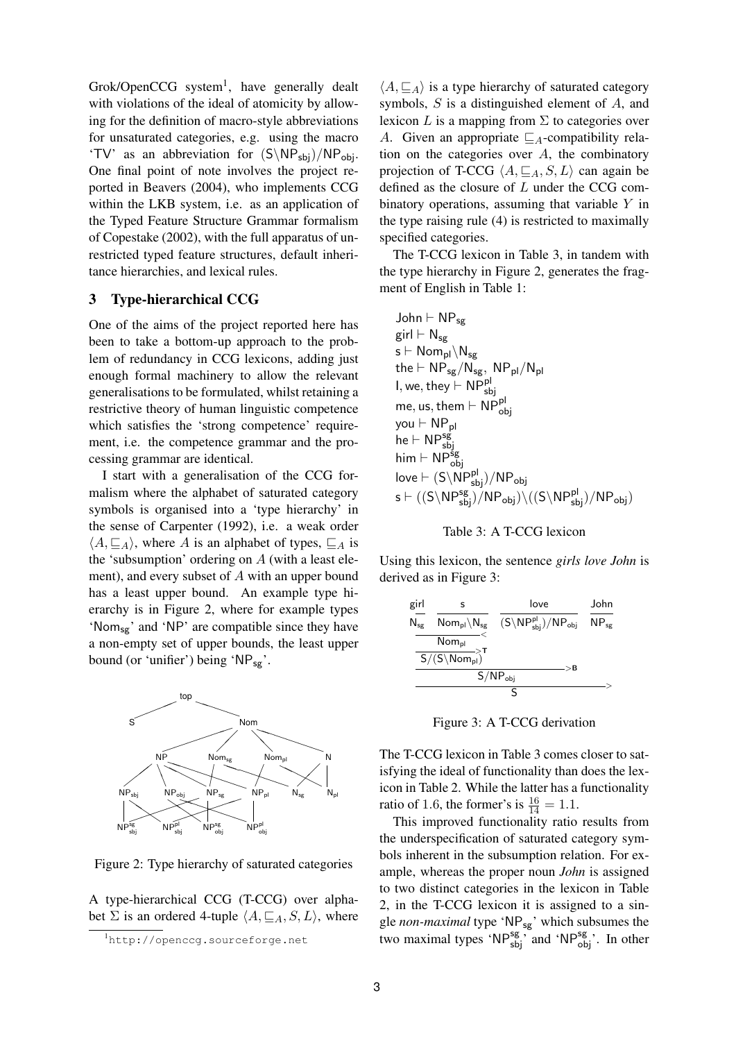Grok/OpenCCG system[1], have generally dealt with violations of the ideal of atomicity by allowing for the definition of macro-style abbreviations for unsaturated categories, e.g. using the macro 'TV' as an abbreviation for $(\mathsf{S}\backslash\mathsf{NP}_{\mathsf{sbj}})/\mathsf{NP}_{\mathsf{obj}}$. One final point of note involves the project reported in Beavers (2004), who implements CCG within the LKB system, i.e. as an application of the Typed Feature Structure Grammar formalism of Copestake (2002), with the full apparatus of unrestricted typed feature structures, default inheritance hierarchies, and lexical rules.

## 3 Type-hierarchical CCG

One of the aims of the project reported here has been to take a bottom-up approach to the problem of redundancy in CCG lexicons, adding just enough formal machinery to allow the relevant generalisations to be formulated, whilst retaining a restrictive theory of human linguistic competence which satisfies the 'strong competence' requirement, i.e. the competence grammar and the processing grammar are identical.

I start with a generalisation of the CCG formalism where the alphabet of saturated category symbols is organised into a 'type hierarchy' in the sense of Carpenter (1992), i.e. a weak order $\langle A, \sqsubseteq_A \rangle$, where $A$ is an alphabet of types, $\sqsubseteq_A$ is the 'subsumption' ordering on $A$ (with a least element), and every subset of $A$ with an upper bound has a least upper bound. An example type hierarchy is in Figure 2, where for example types '$\mathsf{Nom}_{\mathsf{sg}}$' and '$\mathsf{NP}$' are compatible since they have a non-empty set of upper bounds, the least upper bound (or 'unifier') being '$\mathsf{NP}_{\mathsf{sg}}$'.

Figure 2: Type hierarchy of saturated categories

A type-hierarchical CCG (T-CCG) over alphabet $\Sigma$ is an ordered 4-tuple $\langle A, \sqsubseteq_A, S, L \rangle$, where $\langle A, \sqsubseteq_A \rangle$ is a type hierarchy of saturated category symbols, $S$ is a distinguished element of $A$, and lexicon $L$ is a mapping from $\Sigma$ to categories over $A$. Given an appropriate $\sqsubseteq_A$-compatibility relation on the categories over $A$, the combinatory projection of T-CCG $\langle A, \sqsubseteq_A, S, L \rangle$ can again be defined as the closure of $L$ under the CCG combinatory operations, assuming that variable $Y$ in the type raising rule (4) is restricted to maximally specified categories.

The T-CCG lexicon in Table 3, in tandem with the type hierarchy in Figure 2, generates the fragment of English in Table 1:

$\mathsf{John} \vdash \mathsf{NP}_{\mathsf{sg}}$
$\mathsf{girl} \vdash \mathsf{N}_{\mathsf{sg}}$
$\mathsf{s} \vdash \mathsf{Nom}_{\mathsf{pl}}\backslash\mathsf{N}_{\mathsf{sg}}$
$\mathsf{the} \vdash \mathsf{NP}_{\mathsf{sg}}/\mathsf{N}_{\mathsf{sg}},\ \mathsf{NP}_{\mathsf{pl}}/\mathsf{N}_{\mathsf{pl}}$
$\mathsf{I, we, they} \vdash \mathsf{NP}^{\mathsf{pl}}_{\mathsf{sbj}}$
$\mathsf{me, us, them} \vdash \mathsf{NP}^{\mathsf{pl}}_{\mathsf{obj}}$
$\mathsf{you} \vdash \mathsf{NP}_{\mathsf{pl}}$
$\mathsf{he} \vdash \mathsf{NP}^{\mathsf{sg}}_{\mathsf{sbj}}$
$\mathsf{him} \vdash \mathsf{NP}^{\mathsf{sg}}_{\mathsf{obj}}$
$\mathsf{love} \vdash (\mathsf{S}\backslash\mathsf{NP}^{\mathsf{pl}}_{\mathsf{sbj}})/\mathsf{NP}_{\mathsf{obj}}$
$\mathsf{s} \vdash ((\mathsf{S}\backslash\mathsf{NP}^{\mathsf{sg}}_{\mathsf{sbj}})/\mathsf{NP}_{\mathsf{obj}})\backslash((\mathsf{S}\backslash\mathsf{NP}^{\mathsf{pl}}_{\mathsf{sbj}})/\mathsf{NP}_{\mathsf{obj}})$

Table 3: A T-CCG lexicon

Using this lexicon, the sentence *girls love John* is derived as in Figure 3:

| girl | s | love | John |
|---|---|---|---|
| $\mathsf{N}_{\mathsf{sg}}$ | $\mathsf{Nom}_{\mathsf{pl}}\backslash\mathsf{N}_{\mathsf{sg}}$ | $(\mathsf{S}\backslash\mathsf{NP}^{\mathsf{pl}}_{\mathsf{sbj}})/\mathsf{NP}_{\mathsf{obj}}$ | $\mathsf{NP}_{\mathsf{sg}}$ |

$\mathsf{Nom}_{\mathsf{pl}}$ (<)
$\mathsf{S}/(\mathsf{S}\backslash\mathsf{Nom}_{\mathsf{pl}})$ (>T)
$\mathsf{S}/\mathsf{NP}_{\mathsf{obj}}$ (>B)
$\mathsf{S}$ (>)

Figure 3: A T-CCG derivation

The T-CCG lexicon in Table 3 comes closer to satisfying the ideal of functionality than does the lexicon in Table 2. While the latter has a functionality ratio of 1.6, the former's is $\frac{16}{14} = 1.1$.

This improved functionality ratio results from the underspecification of saturated category symbols inherent in the subsumption relation. For example, whereas the proper noun *John* is assigned to two distinct categories in the lexicon in Table 2, in the T-CCG lexicon it is assigned to a single *non-maximal* type '$\mathsf{NP}_{\mathsf{sg}}$' which subsumes the two maximal types '$\mathsf{NP}^{\mathsf{sg}}_{\mathsf{sbj}}$' and '$\mathsf{NP}^{\mathsf{sg}}_{\mathsf{obj}}$'. In other

[1] http://openccg.sourceforge.net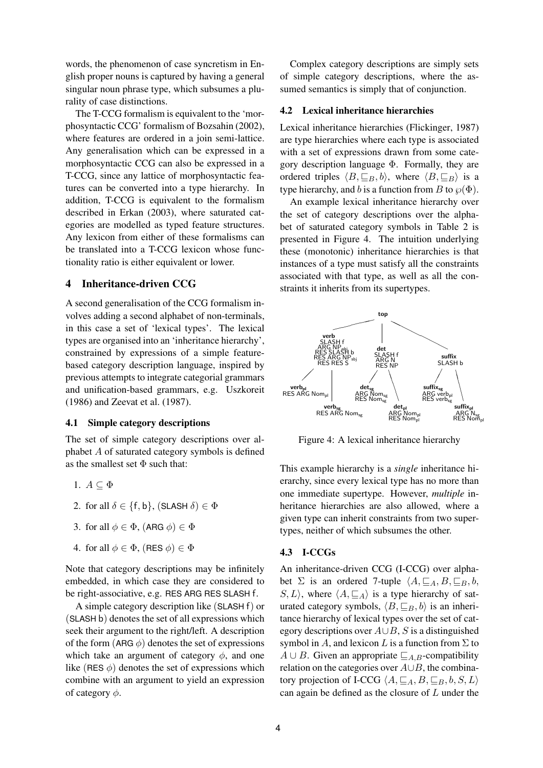words, the phenomenon of case syncretism in English proper nouns is captured by having a general singular noun phrase type, which subsumes a plurality of case distinctions.

The T-CCG formalism is equivalent to the 'morphosyntactic CCG' formalism of Bozsahin (2002), where features are ordered in a join semi-lattice. Any generalisation which can be expressed in a morphosyntactic CCG can also be expressed in a T-CCG, since any lattice of morphosyntactic features can be converted into a type hierarchy. In addition, T-CCG is equivalent to the formalism described in Erkan (2003), where saturated categories are modelled as typed feature structures. Any lexicon from either of these formalisms can be translated into a T-CCG lexicon whose functionality ratio is either equivalent or lower.

## 4 Inheritance-driven CCG

A second generalisation of the CCG formalism involves adding a second alphabet of non-terminals, in this case a set of 'lexical types'. The lexical types are organised into an 'inheritance hierarchy', constrained by expressions of a simple feature-based category description language, inspired by previous attempts to integrate categorial grammars and unification-based grammars, e.g. Uszkoreit (1986) and Zeevat et al. (1987).

### 4.1 Simple category descriptions

The set of simple category descriptions over alphabet $A$ of saturated category symbols is defined as the smallest set $\Phi$ such that:

1. $A \subseteq \Phi$
2. for all $\delta \in \{\mathsf{f}, \mathsf{b}\}$, $(\mathsf{SLASH}\ \delta) \in \Phi$
3. for all $\phi \in \Phi$, $(\mathsf{ARG}\ \phi) \in \Phi$
4. for all $\phi \in \Phi$, $(\mathsf{RES}\ \phi) \in \Phi$

Note that category descriptions may be infinitely embedded, in which case they are considered to be right-associative, e.g. RES ARG RES SLASH f.

A simple category description like (SLASH f) or (SLASH b) denotes the set of all expressions which seek their argument to the right/left. A description of the form (ARG $\phi$) denotes the set of expressions which take an argument of category $\phi$, and one like (RES $\phi$) denotes the set of expressions which combine with an argument to yield an expression of category $\phi$.

Complex category descriptions are simply sets of simple category descriptions, where the assumed semantics is simply that of conjunction.

### 4.2 Lexical inheritance hierarchies

Lexical inheritance hierarchies (Flickinger, 1987) are type hierarchies where each type is associated with a set of expressions drawn from some category description language $\Phi$. Formally, they are ordered triples $\langle B, \sqsubseteq_B, b\rangle$, where $\langle B, \sqsubseteq_B\rangle$ is a type hierarchy, and $b$ is a function from $B$ to $\wp(\Phi)$.

An example lexical inheritance hierarchy over the set of category descriptions over the alphabet of saturated category symbols in Table 2 is presented in Figure 4. The intuition underlying these (monotonic) inheritance hierarchies is that instances of a type must satisfy all the constraints associated with that type, as well as all the constraints it inherits from its supertypes.

Figure 4: A lexical inheritance hierarchy

This example hierarchy is a *single* inheritance hierarchy, since every lexical type has no more than one immediate supertype. However, *multiple* inheritance hierarchies are also allowed, where a given type can inherit constraints from two supertypes, neither of which subsumes the other.

### 4.3 I-CCGs

An inheritance-driven CCG (I-CCG) over alphabet $\Sigma$ is an ordered 7-tuple $\langle A, \sqsubseteq_A, B, \sqsubseteq_B, b, S, L\rangle$, where $\langle A, \sqsubseteq_A\rangle$ is a type hierarchy of saturated category symbols, $\langle B, \sqsubseteq_B, b\rangle$ is an inheritance hierarchy of lexical types over the set of category descriptions over $A \cup B$, $S$ is a distinguished symbol in $A$, and lexicon $L$ is a function from $\Sigma$ to $A \cup B$. Given an appropriate $\sqsubseteq_{A,B}$-compatibility relation on the categories over $A \cup B$, the combinatory projection of I-CCG $\langle A, \sqsubseteq_A, B, \sqsubseteq_B, b, S, L\rangle$ can again be defined as the closure of $L$ under the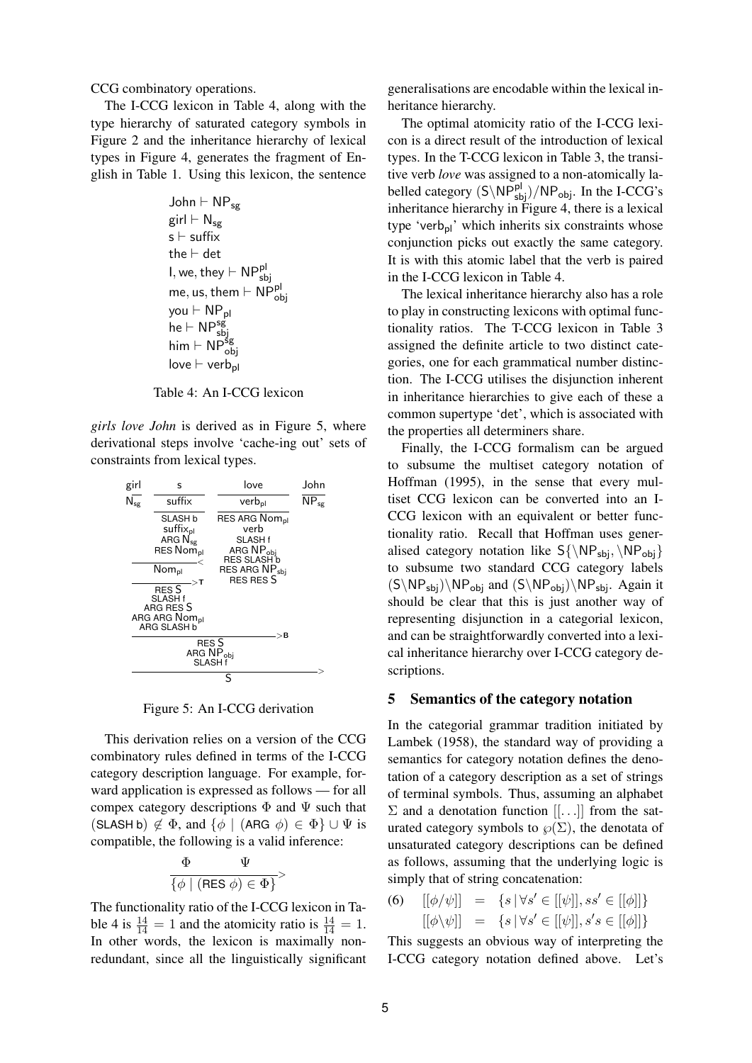CCG combinatory operations.

The I-CCG lexicon in Table 4, along with the type hierarchy of saturated category symbols in Figure 2 and the inheritance hierarchy of lexical types in Figure 4, generates the fragment of English in Table 1. Using this lexicon, the sentence

$$
\begin{array}{l}
\mathsf{John} \vdash \mathsf{NP_{sg}} \\
\mathsf{girl} \vdash \mathsf{N_{sg}} \\
\mathsf{s} \vdash \mathsf{suffix} \\
\mathsf{the} \vdash \mathsf{det} \\
\mathsf{I, we, they} \vdash \mathsf{NP^{pl}_{sbj}} \\
\mathsf{me, us, them} \vdash \mathsf{NP^{pl}_{obj}} \\
\mathsf{you} \vdash \mathsf{NP_{pl}} \\
\mathsf{he} \vdash \mathsf{NP^{sg}_{sbj}} \\
\mathsf{him} \vdash \mathsf{NP^{sg}_{obj}} \\
\mathsf{love} \vdash \mathsf{verb_{pl}}
\end{array}
$$

Table 4: An I-CCG lexicon

*girls love John* is derived as in Figure 5, where derivational steps involve 'cache-ing out' sets of constraints from lexical types.

$$
\begin{array}{cccc}
\text{girl} & \text{s} & \text{love} & \text{John} \\
\hline
\mathsf{N_{sg}} & \mathsf{suffix} & \mathsf{verb_{pl}} & \mathsf{NP_{sg}} \\
 & \begin{array}{c}\hline \mathsf{SLASH\ b} \\ \mathsf{suffix_{pl}} \\ \mathsf{ARG\ N_{sg}} \\ \mathsf{RES\ Nom_{pl}}\end{array} & \begin{array}{c}\hline \mathsf{RES\ ARG\ Nom_{pl}} \\ \mathsf{verb} \\ \mathsf{SLASH\ f} \\ \mathsf{ARG\ NP_{obj}} \\ \mathsf{RES\ SLASH\ b} \\ \mathsf{RES\ ARG\ NP_{sbj}} \\ \mathsf{RES\ RES\ S}\end{array} &
\end{array}
$$

$$
\frac{\mathsf{N_{sg}} \quad \mathsf{SLASH\ b,\ suffix_{pl},\ ARG\ N_{sg},\ RES\ Nom_{pl}}}{\mathsf{Nom_{pl}}} <
$$

$$
\frac{\mathsf{Nom_{pl}}}{\mathsf{RES\ S,\ SLASH\ f,\ ARG\ RES\ S,\ ARG\ ARG\ Nom_{pl},\ ARG\ SLASH\ b}} >\mathbf{T}
$$

$$
\frac{\cdots \quad \mathsf{love}}{\mathsf{RES\ S,\ ARG\ NP_{obj},\ SLASH\ f}} >\mathbf{B}
\qquad
\frac{\cdots \quad \mathsf{NP_{sg}}}{\mathsf{S}} >
$$

Figure 5: An I-CCG derivation

This derivation relies on a version of the CCG combinatory rules defined in terms of the I-CCG category description language. For example, forward application is expressed as follows — for all compex category descriptions $\Phi$ and $\Psi$ such that $(\mathsf{SLASH\ b}) \notin \Phi$, and $\{\phi \mid (\mathsf{ARG}\ \phi) \in \Phi\} \cup \Psi$ is compatible, the following is a valid inference:

$$
\frac{\Phi \qquad \Psi}{\{\phi \mid (\mathsf{RES}\ \phi) \in \Phi\}} >
$$

The functionality ratio of the I-CCG lexicon in Table 4 is $\frac{14}{14} = 1$ and the atomicity ratio is $\frac{14}{14} = 1$. In other words, the lexicon is maximally non-redundant, since all the linguistically significant generalisations are encodable within the lexical inheritance hierarchy.

The optimal atomicity ratio of the I-CCG lexicon is a direct result of the introduction of lexical types. In the T-CCG lexicon in Table 3, the transitive verb *love* was assigned to a non-atomically labelled category $(\mathsf{S}\backslash\mathsf{NP^{pl}_{sbj}})/\mathsf{NP_{obj}}$. In the I-CCG's inheritance hierarchy in Figure 4, there is a lexical type '$\mathsf{verb_{pl}}$' which inherits six constraints whose conjunction picks out exactly the same category. It is with this atomic label that the verb is paired in the I-CCG lexicon in Table 4.

The lexical inheritance hierarchy also has a role to play in constructing lexicons with optimal functionality ratios. The T-CCG lexicon in Table 3 assigned the definite article to two distinct categories, one for each grammatical number distinction. The I-CCG utilises the disjunction inherent in inheritance hierarchies to give each of these a common supertype 'det', which is associated with the properties all determiners share.

Finally, the I-CCG formalism can be argued to subsume the multiset category notation of Hoffman (1995), in the sense that every multiset CCG lexicon can be converted into an I-CCG lexicon with an equivalent or better functionality ratio. Recall that Hoffman uses generalised category notation like $\mathsf{S}\{\backslash\mathsf{NP_{sbj}}, \backslash\mathsf{NP_{obj}}\}$ to subsume two standard CCG category labels $(\mathsf{S}\backslash\mathsf{NP_{sbj}})\backslash\mathsf{NP_{obj}}$ and $(\mathsf{S}\backslash\mathsf{NP_{obj}})\backslash\mathsf{NP_{sbj}}$. Again it should be clear that this is just another way of representing disjunction in a categorial lexicon, and can be straightforwardly converted into a lexical inheritance hierarchy over I-CCG category descriptions.

## 5 Semantics of the category notation

In the categorial grammar tradition initiated by Lambek (1958), the standard way of providing a semantics for category notation defines the denotation of a category description as a set of strings of terminal symbols. Thus, assuming an alphabet $\Sigma$ and a denotation function $[[\ldots]]$ from the saturated category symbols to $\wp(\Sigma)$, the denotata of unsaturated category descriptions can be defined as follows, assuming that the underlying logic is simply that of string concatenation:

$$
\text{(6)} \quad
\begin{array}{rcl}
[[\phi/\psi]] & = & \{s \mid \forall s' \in [[\psi]], ss' \in [[\phi]]\} \\
[[\phi\backslash\psi]] & = & \{s \mid \forall s' \in [[\psi]], s's \in [[\phi]]\}
\end{array}
$$

This suggests an obvious way of interpreting the I-CCG category notation defined above. Let's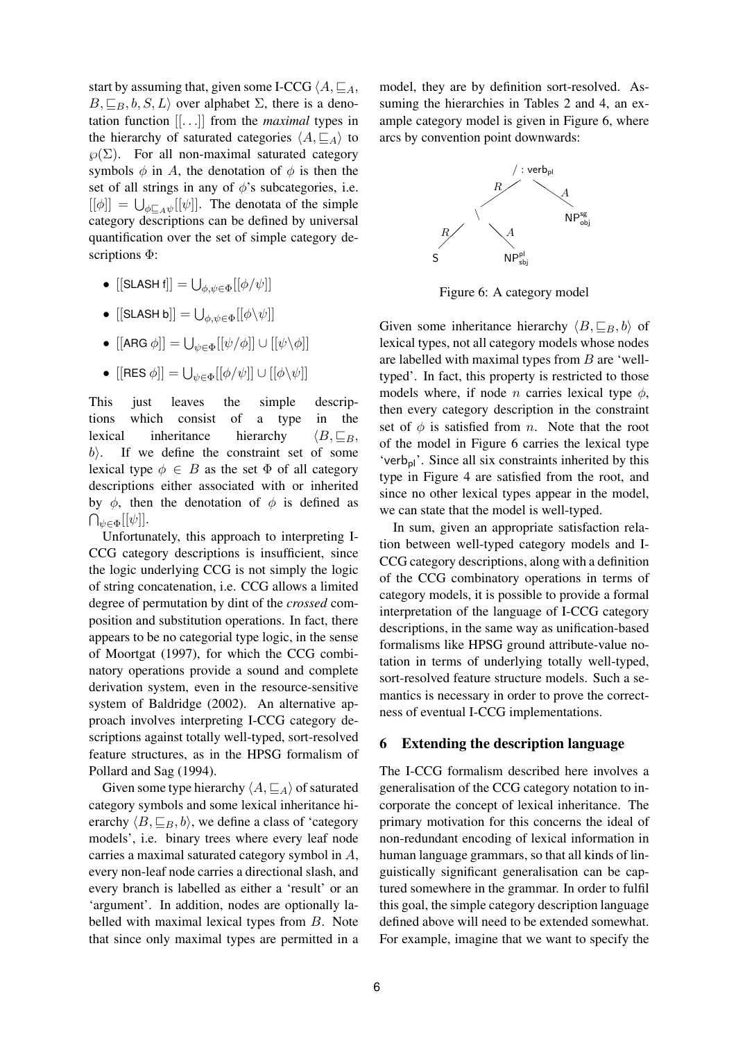start by assuming that, given some I-CCG $\langle A, \sqsubseteq_A, B, \sqsubseteq_B, b, S, L\rangle$ over alphabet $\Sigma$, there is a denotation function $[[\ldots]]$ from the *maximal* types in the hierarchy of saturated categories $\langle A, \sqsubseteq_A\rangle$ to $\wp(\Sigma)$. For all non-maximal saturated category symbols $\phi$ in $A$, the denotation of $\phi$ is then the set of all strings in any of $\phi$'s subcategories, i.e. $[[\phi]] = \bigcup_{\phi \sqsubseteq_A \psi} [[\psi]]$. The denotata of the simple category descriptions can be defined by universal quantification over the set of simple category descriptions $\Phi$:

- $[[\text{SLASH f}]] = \bigcup_{\phi,\psi \in \Phi} [[\phi/\psi]]$
- $[[\text{SLASH b}]] = \bigcup_{\phi,\psi \in \Phi} [[\phi\backslash\psi]]$
- $[[\text{ARG } \phi]] = \bigcup_{\psi \in \Phi} [[\psi/\phi]] \cup [[\psi\backslash\phi]]$
- $[[\text{RES } \phi]] = \bigcup_{\psi \in \Phi} [[\phi/\psi]] \cup [[\phi\backslash\psi]]$

This just leaves the simple descriptions which consist of a type in the lexical inheritance hierarchy $\langle B, \sqsubseteq_B, b\rangle$. If we define the constraint set of some lexical type $\phi \in B$ as the set $\Phi$ of all category descriptions either associated with or inherited by $\phi$, then the denotation of $\phi$ is defined as $\bigcap_{\psi \in \Phi} [[\psi]]$.

Unfortunately, this approach to interpreting I-CCG category descriptions is insufficient, since the logic underlying CCG is not simply the logic of string concatenation, i.e. CCG allows a limited degree of permutation by dint of the *crossed* composition and substitution operations. In fact, there appears to be no categorial type logic, in the sense of Moortgat (1997), for which the CCG combinatory operations provide a sound and complete derivation system, even in the resource-sensitive system of Baldridge (2002). An alternative approach involves interpreting I-CCG category descriptions against totally well-typed, sort-resolved feature structures, as in the HPSG formalism of Pollard and Sag (1994).

Given some type hierarchy $\langle A, \sqsubseteq_A\rangle$ of saturated category symbols and some lexical inheritance hierarchy $\langle B, \sqsubseteq_B, b\rangle$, we define a class of 'category models', i.e. binary trees where every leaf node carries a maximal saturated category symbol in $A$, every non-leaf node carries a directional slash, and every branch is labelled as either a 'result' or an 'argument'. In addition, nodes are optionally labelled with maximal lexical types from $B$. Note that since only maximal types are permitted in a model, they are by definition sort-resolved. Assuming the hierarchies in Tables 2 and 4, an example category model is given in Figure 6, where arcs by convention point downwards:

$$
\begin{array}{c}
/ : \text{verb}_{\text{pl}} \\
R \swarrow \quad \searrow A \\
\backslash \qquad\qquad \text{NP}^{\text{sg}}_{\text{obj}} \\
R \swarrow \quad \searrow A \\
\text{S} \qquad \text{NP}^{\text{pl}}_{\text{sbj}}
\end{array}
$$

Figure 6: A category model

Given some inheritance hierarchy $\langle B, \sqsubseteq_B, b\rangle$ of lexical types, not all category models whose nodes are labelled with maximal types from $B$ are 'well-typed'. In fact, this property is restricted to those models where, if node $n$ carries lexical type $\phi$, then every category description in the constraint set of $\phi$ is satisfied from $n$. Note that the root of the model in Figure 6 carries the lexical type 'verb$_{\text{pl}}$'. Since all six constraints inherited by this type in Figure 4 are satisfied from the root, and since no other lexical types appear in the model, we can state that the model is well-typed.

In sum, given an appropriate satisfaction relation between well-typed category models and I-CCG category descriptions, along with a definition of the CCG combinatory operations in terms of category models, it is possible to provide a formal interpretation of the language of I-CCG category descriptions, in the same way as unification-based formalisms like HPSG ground attribute-value notation in terms of underlying totally well-typed, sort-resolved feature structure models. Such a semantics is necessary in order to prove the correctness of eventual I-CCG implementations.

## 6 Extending the description language

The I-CCG formalism described here involves a generalisation of the CCG category notation to incorporate the concept of lexical inheritance. The primary motivation for this concerns the ideal of non-redundant encoding of lexical information in human language grammars, so that all kinds of linguistically significant generalisation can be captured somewhere in the grammar. In order to fulfil this goal, the simple category description language defined above will need to be extended somewhat. For example, imagine that we want to specify the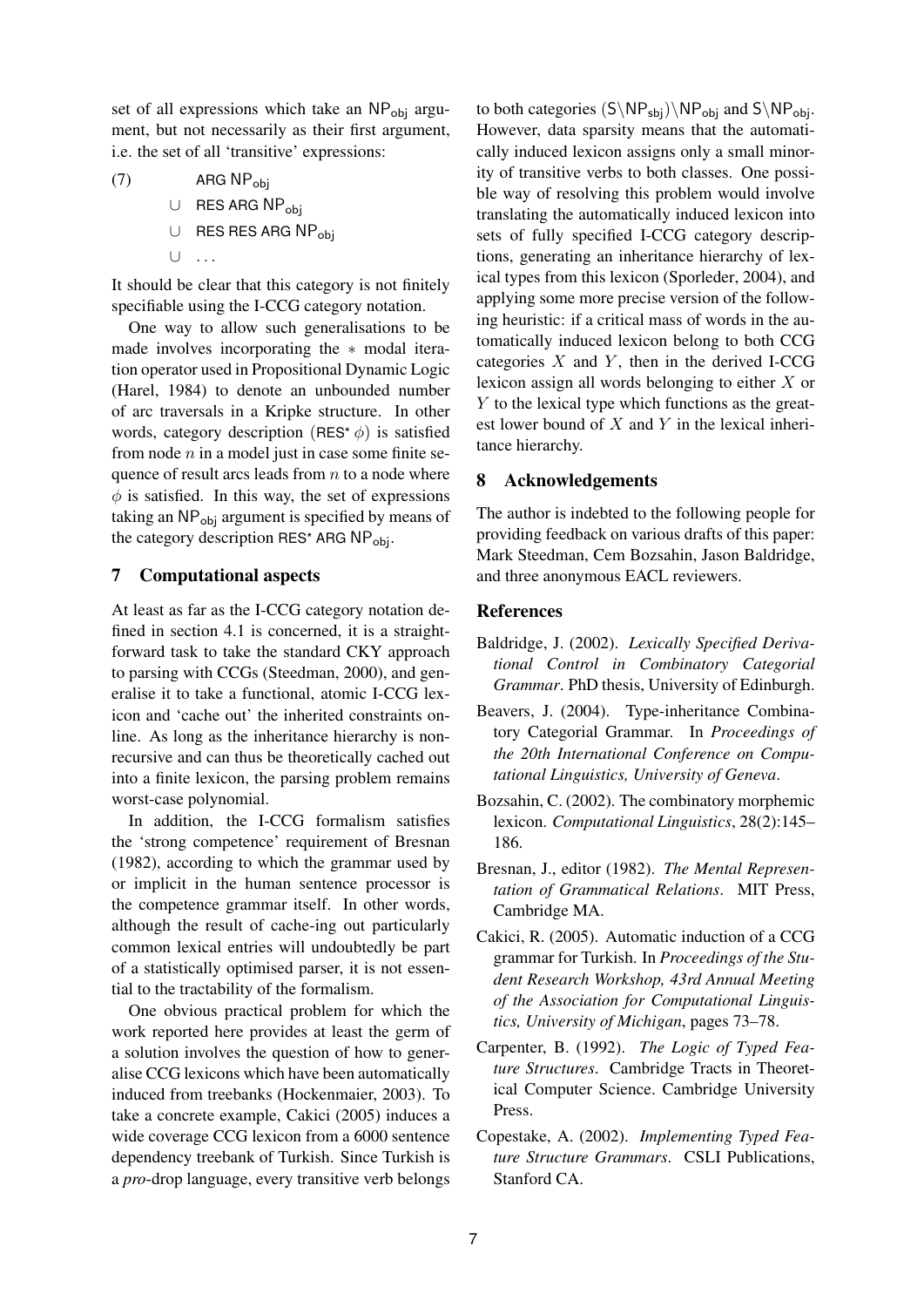set of all expressions which take an $\mathsf{NP_{obj}}$ argument, but not necessarily as their first argument, i.e. the set of all 'transitive' expressions:

(7)

$$
\begin{aligned}
& \mathsf{ARG\ NP_{obj}} \\
\cup\ & \mathsf{RES\ ARG\ NP_{obj}} \\
\cup\ & \mathsf{RES\ RES\ ARG\ NP_{obj}} \\
\cup\ & \ldots
\end{aligned}
$$

It should be clear that this category is not finitely specifiable using the I-CCG category notation.

One way to allow such generalisations to be made involves incorporating the $*$ modal iteration operator used in Propositional Dynamic Logic (Harel, 1984) to denote an unbounded number of arc traversals in a Kripke structure. In other words, category description $(\mathsf{RES}^* \, \phi)$ is satisfied from node $n$ in a model just in case some finite sequence of result arcs leads from $n$ to a node where $\phi$ is satisfied. In this way, the set of expressions taking an $\mathsf{NP_{obj}}$ argument is specified by means of the category description $\mathsf{RES}^* \ \mathsf{ARG\ NP_{obj}}$.

## 7 Computational aspects

At least as far as the I-CCG category notation defined in section 4.1 is concerned, it is a straightforward task to take the standard CKY approach to parsing with CCGs (Steedman, 2000), and generalise it to take a functional, atomic I-CCG lexicon and 'cache out' the inherited constraints online. As long as the inheritance hierarchy is non-recursive and can thus be theoretically cached out into a finite lexicon, the parsing problem remains worst-case polynomial.

In addition, the I-CCG formalism satisfies the 'strong competence' requirement of Bresnan (1982), according to which the grammar used by or implicit in the human sentence processor is the competence grammar itself. In other words, although the result of cache-ing out particularly common lexical entries will undoubtedly be part of a statistically optimised parser, it is not essential to the tractability of the formalism.

One obvious practical problem for which the work reported here provides at least the germ of a solution involves the question of how to generalise CCG lexicons which have been automatically induced from treebanks (Hockenmaier, 2003). To take a concrete example, Cakici (2005) induces a wide coverage CCG lexicon from a 6000 sentence dependency treebank of Turkish. Since Turkish is a *pro*-drop language, every transitive verb belongs to both categories $(\mathsf{S \backslash NP_{sbj}}) \backslash \mathsf{NP_{obj}}$ and $\mathsf{S \backslash NP_{obj}}$. However, data sparsity means that the automatically induced lexicon assigns only a small minority of transitive verbs to both classes. One possible way of resolving this problem would involve translating the automatically induced lexicon into sets of fully specified I-CCG category descriptions, generating an inheritance hierarchy of lexical types from this lexicon (Sporleder, 2004), and applying some more precise version of the following heuristic: if a critical mass of words in the automatically induced lexicon belong to both CCG categories $X$ and $Y$, then in the derived I-CCG lexicon assign all words belonging to either $X$ or $Y$ to the lexical type which functions as the greatest lower bound of $X$ and $Y$ in the lexical inheritance hierarchy.

## 8 Acknowledgements

The author is indebted to the following people for providing feedback on various drafts of this paper: Mark Steedman, Cem Bozsahin, Jason Baldridge, and three anonymous EACL reviewers.

## References

Baldridge, J. (2002). *Lexically Specified Derivational Control in Combinatory Categorial Grammar*. PhD thesis, University of Edinburgh.

Beavers, J. (2004). Type-inheritance Combinatory Categorial Grammar. In *Proceedings of the 20th International Conference on Computational Linguistics, University of Geneva*.

Bozsahin, C. (2002). The combinatory morphemic lexicon. *Computational Linguistics*, 28(2):145–186.

Bresnan, J., editor (1982). *The Mental Representation of Grammatical Relations*. MIT Press, Cambridge MA.

Cakici, R. (2005). Automatic induction of a CCG grammar for Turkish. In *Proceedings of the Student Research Workshop, 43rd Annual Meeting of the Association for Computational Linguistics, University of Michigan*, pages 73–78.

Carpenter, B. (1992). *The Logic of Typed Feature Structures*. Cambridge Tracts in Theoretical Computer Science. Cambridge University Press.

Copestake, A. (2002). *Implementing Typed Feature Structure Grammars*. CSLI Publications, Stanford CA.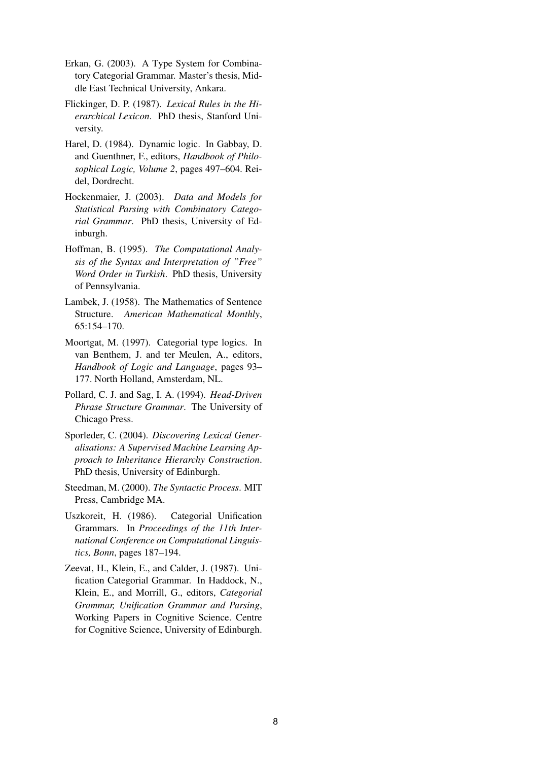Erkan, G. (2003). A Type System for Combinatory Categorial Grammar. Master's thesis, Middle East Technical University, Ankara.

Flickinger, D. P. (1987). *Lexical Rules in the Hierarchical Lexicon*. PhD thesis, Stanford University.

Harel, D. (1984). Dynamic logic. In Gabbay, D. and Guenthner, F., editors, *Handbook of Philosophical Logic, Volume 2*, pages 497–604. Reidel, Dordrecht.

Hockenmaier, J. (2003). *Data and Models for Statistical Parsing with Combinatory Categorial Grammar*. PhD thesis, University of Edinburgh.

Hoffman, B. (1995). *The Computational Analysis of the Syntax and Interpretation of "Free" Word Order in Turkish*. PhD thesis, University of Pennsylvania.

Lambek, J. (1958). The Mathematics of Sentence Structure. *American Mathematical Monthly*, 65:154–170.

Moortgat, M. (1997). Categorial type logics. In van Benthem, J. and ter Meulen, A., editors, *Handbook of Logic and Language*, pages 93–177. North Holland, Amsterdam, NL.

Pollard, C. J. and Sag, I. A. (1994). *Head-Driven Phrase Structure Grammar*. The University of Chicago Press.

Sporleder, C. (2004). *Discovering Lexical Generalisations: A Supervised Machine Learning Approach to Inheritance Hierarchy Construction*. PhD thesis, University of Edinburgh.

Steedman, M. (2000). *The Syntactic Process*. MIT Press, Cambridge MA.

Uszkoreit, H. (1986). Categorial Unification Grammars. In *Proceedings of the 11th International Conference on Computational Linguistics, Bonn*, pages 187–194.

Zeevat, H., Klein, E., and Calder, J. (1987). Unification Categorial Grammar. In Haddock, N., Klein, E., and Morrill, G., editors, *Categorial Grammar, Unification Grammar and Parsing*, Working Papers in Cognitive Science. Centre for Cognitive Science, University of Edinburgh.